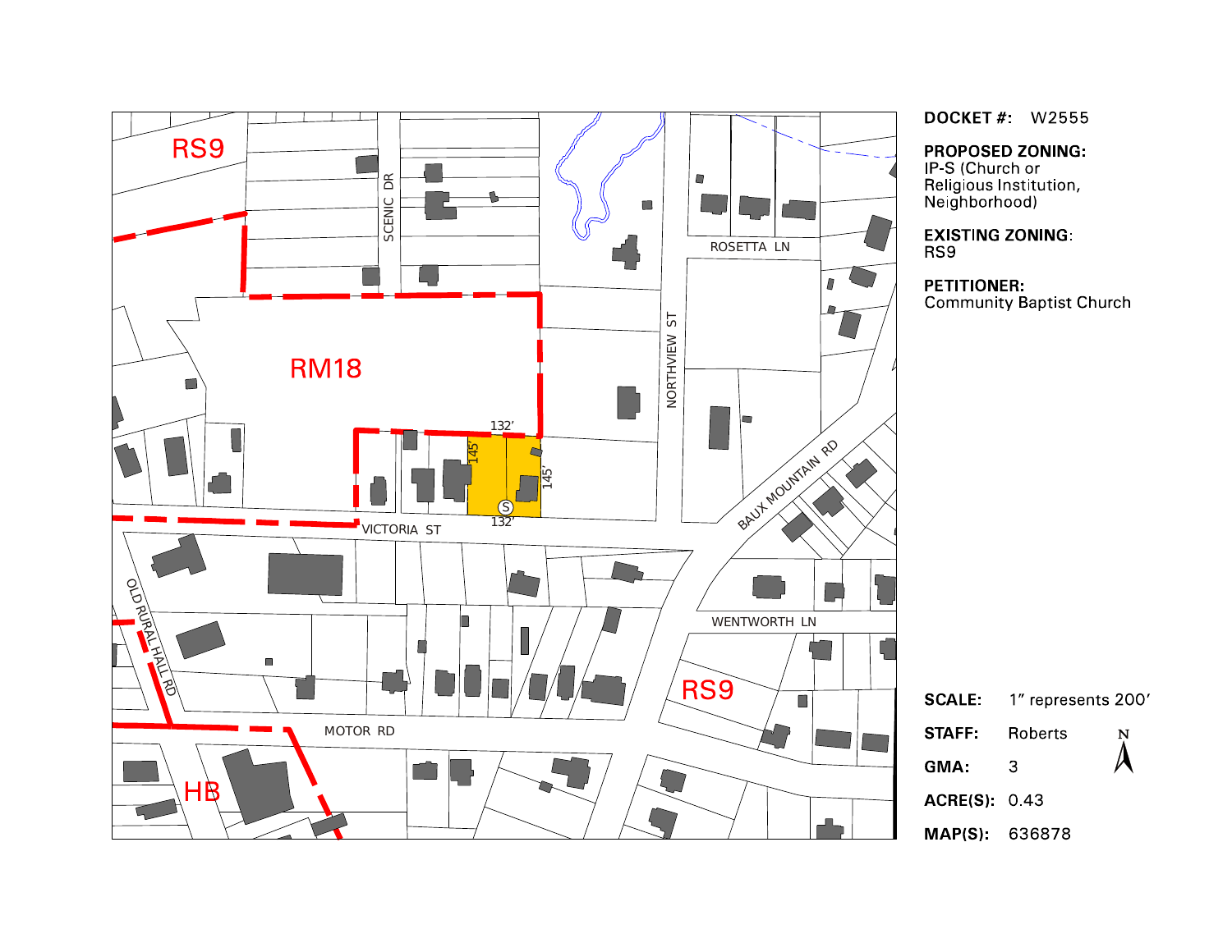**DOCKET #:** W2555

**PROPOSED ZONING:**
IP-S (Church or Religious Institution, Neighborhood)

**EXISTING ZONING:**
RS9

**PETITIONER:**
Community Baptist Church

RS9

RM18

RS9

HB

SCENIC DR

ROSETTA LN

NORTHVIEW ST

VICTORIA ST

BAUX MOUNTAIN RD

WENTWORTH LN

OLD RURAL HALL RD

MOTOR RD

132’

145’

145’

132’

S

**SCALE:** 1” represents 200’

**STAFF:** Roberts

**GMA:** 3

**ACRE(S):** 0.43

**MAP(S):** 636878

N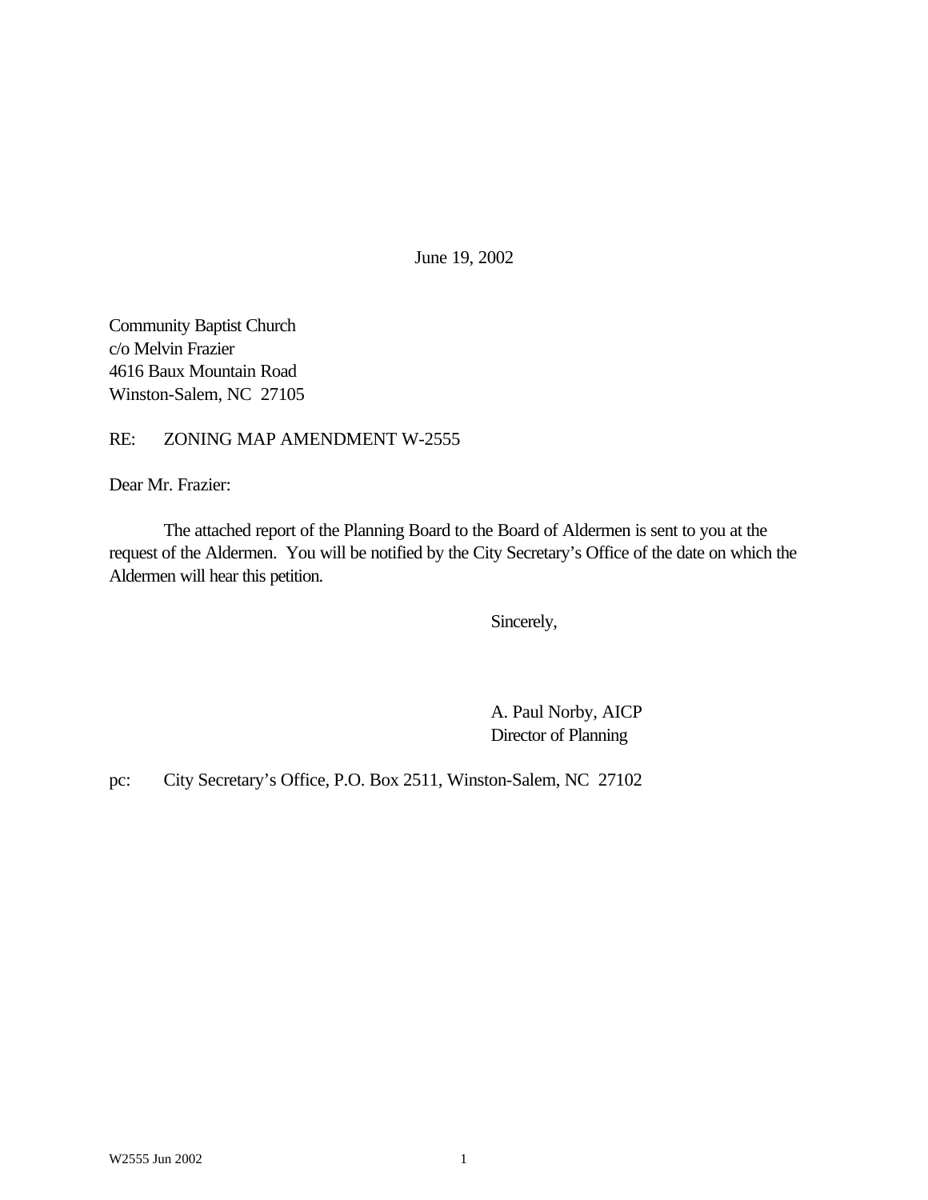June 19, 2002

Community Baptist Church
c/o Melvin Frazier
4616 Baux Mountain Road
Winston-Salem, NC 27105

RE: ZONING MAP AMENDMENT W-2555

Dear Mr. Frazier:

The attached report of the Planning Board to the Board of Aldermen is sent to you at the request of the Aldermen. You will be notified by the City Secretary's Office of the date on which the Aldermen will hear this petition.

Sincerely,

A. Paul Norby, AICP
Director of Planning

pc: City Secretary's Office, P.O. Box 2511, Winston-Salem, NC 27102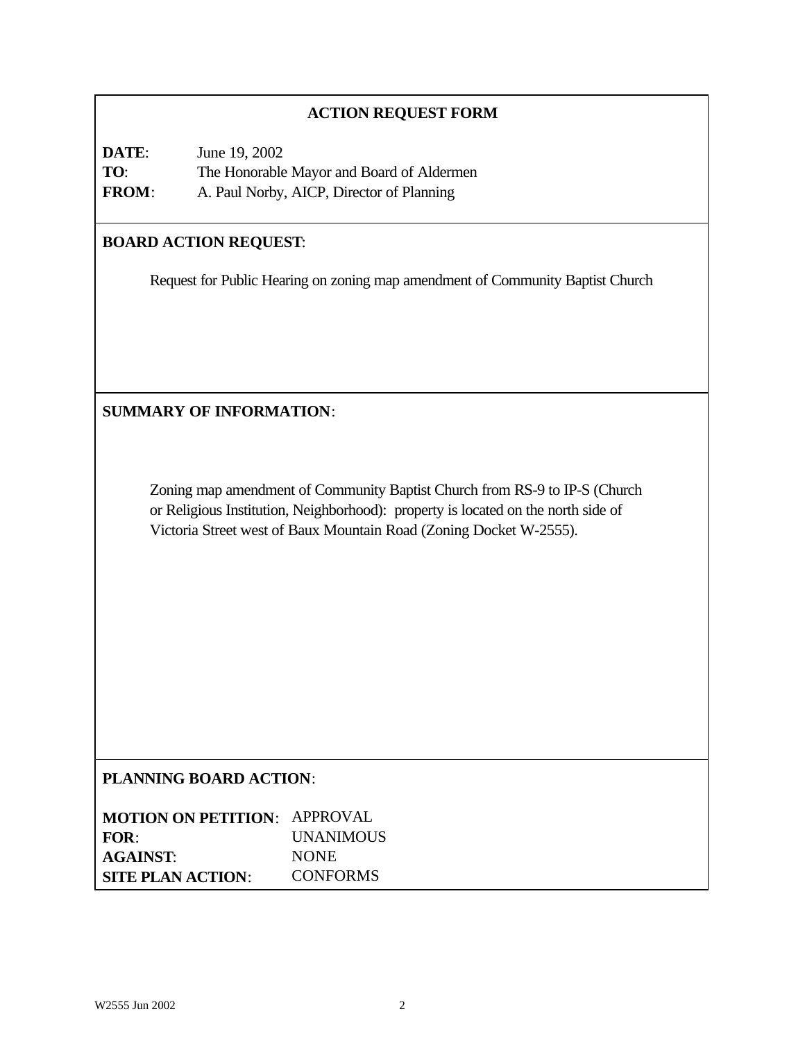## ACTION REQUEST FORM

**DATE**: June 19, 2002
**TO**: The Honorable Mayor and Board of Aldermen
**FROM**: A. Paul Norby, AICP, Director of Planning

**BOARD ACTION REQUEST**:

Request for Public Hearing on zoning map amendment of Community Baptist Church

**SUMMARY OF INFORMATION**:

Zoning map amendment of Community Baptist Church from RS-9 to IP-S (Church or Religious Institution, Neighborhood): property is located on the north side of Victoria Street west of Baux Mountain Road (Zoning Docket W-2555).

**PLANNING BOARD ACTION**:

**MOTION ON PETITION**: APPROVAL
**FOR**: UNANIMOUS
**AGAINST**: NONE
**SITE PLAN ACTION**: CONFORMS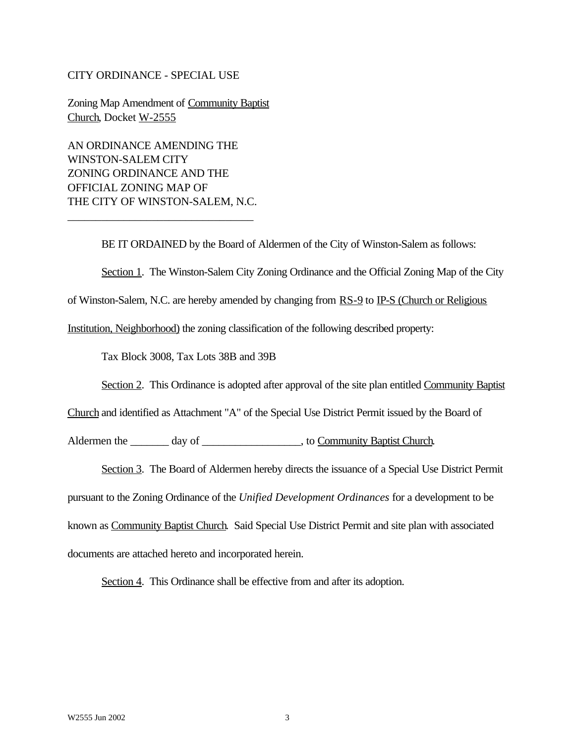CITY ORDINANCE - SPECIAL USE

Zoning Map Amendment of <u>Community Baptist Church</u>, Docket <u>W-2555</u>

AN ORDINANCE AMENDING THE WINSTON-SALEM CITY ZONING ORDINANCE AND THE OFFICIAL ZONING MAP OF THE CITY OF WINSTON-SALEM, N.C.

---

BE IT ORDAINED by the Board of Aldermen of the City of Winston-Salem as follows:

<u>Section 1</u>. The Winston-Salem City Zoning Ordinance and the Official Zoning Map of the City of Winston-Salem, N.C. are hereby amended by changing from <u>RS-9</u> to <u>IP-S (Church or Religious Institution, Neighborhood)</u> the zoning classification of the following described property:

Tax Block 3008, Tax Lots 38B and 39B

<u>Section 2</u>. This Ordinance is adopted after approval of the site plan entitled <u>Community Baptist Church</u> and identified as Attachment "A" of the Special Use District Permit issued by the Board of Aldermen the _______ day of __________________, to <u>Community Baptist Church</u>.

<u>Section 3</u>. The Board of Aldermen hereby directs the issuance of a Special Use District Permit pursuant to the Zoning Ordinance of the *Unified Development Ordinances* for a development to be known as <u>Community Baptist Church</u>. Said Special Use District Permit and site plan with associated documents are attached hereto and incorporated herein.

<u>Section 4</u>. This Ordinance shall be effective from and after its adoption.

W2555 Jun 2002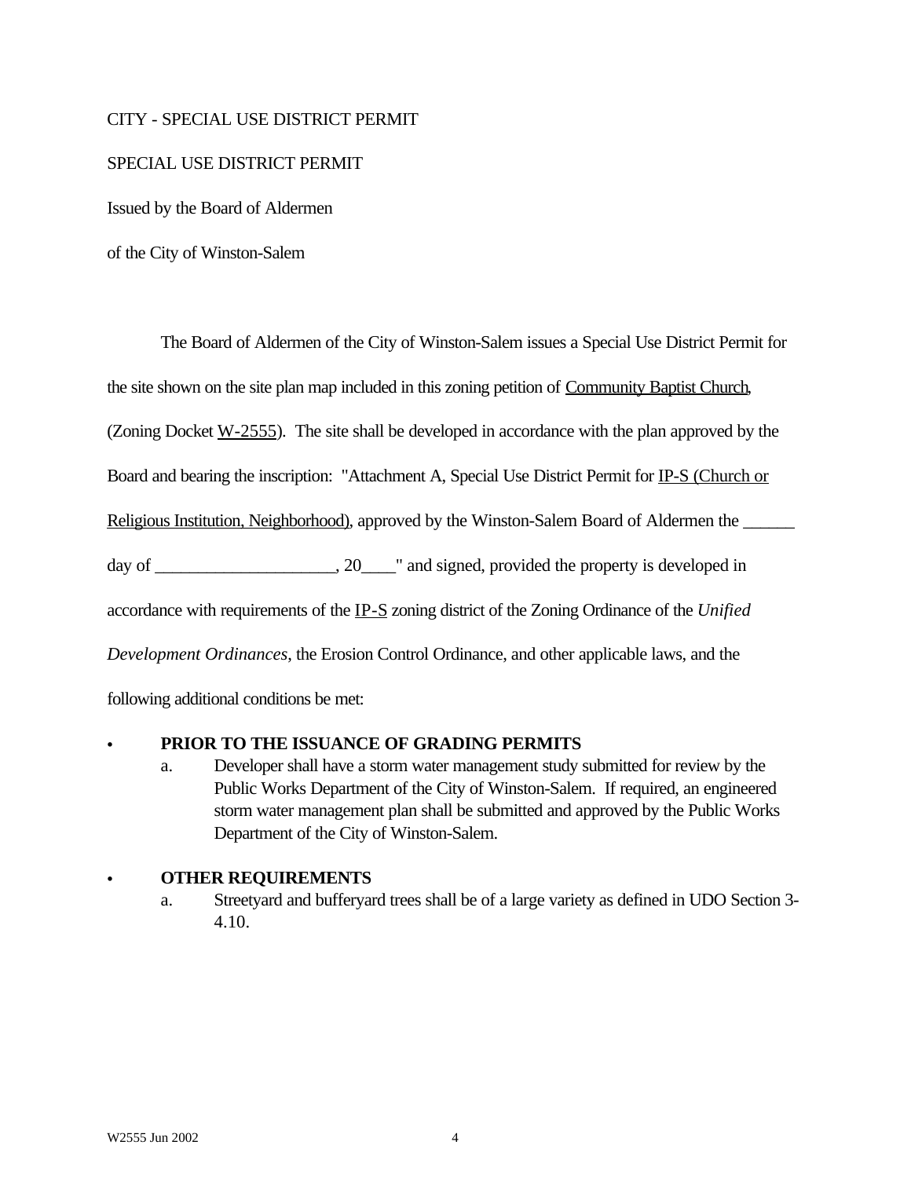CITY - SPECIAL USE DISTRICT PERMIT

SPECIAL USE DISTRICT PERMIT

Issued by the Board of Aldermen

of the City of Winston-Salem

The Board of Aldermen of the City of Winston-Salem issues a Special Use District Permit for the site shown on the site plan map included in this zoning petition of Community Baptist Church, (Zoning Docket W-2555). The site shall be developed in accordance with the plan approved by the Board and bearing the inscription: "Attachment A, Special Use District Permit for IP-S (Church or Religious Institution, Neighborhood), approved by the Winston-Salem Board of Aldermen the ______ day of ____________________, 20____" and signed, provided the property is developed in accordance with requirements of the IP-S zoning district of the Zoning Ordinance of the *Unified Development Ordinances*, the Erosion Control Ordinance, and other applicable laws, and the following additional conditions be met:

- **PRIOR TO THE ISSUANCE OF GRADING PERMITS**
  a. Developer shall have a storm water management study submitted for review by the Public Works Department of the City of Winston-Salem. If required, an engineered storm water management plan shall be submitted and approved by the Public Works Department of the City of Winston-Salem.

- **OTHER REQUIREMENTS**
  a. Streetyard and bufferyard trees shall be of a large variety as defined in UDO Section 3-4.10.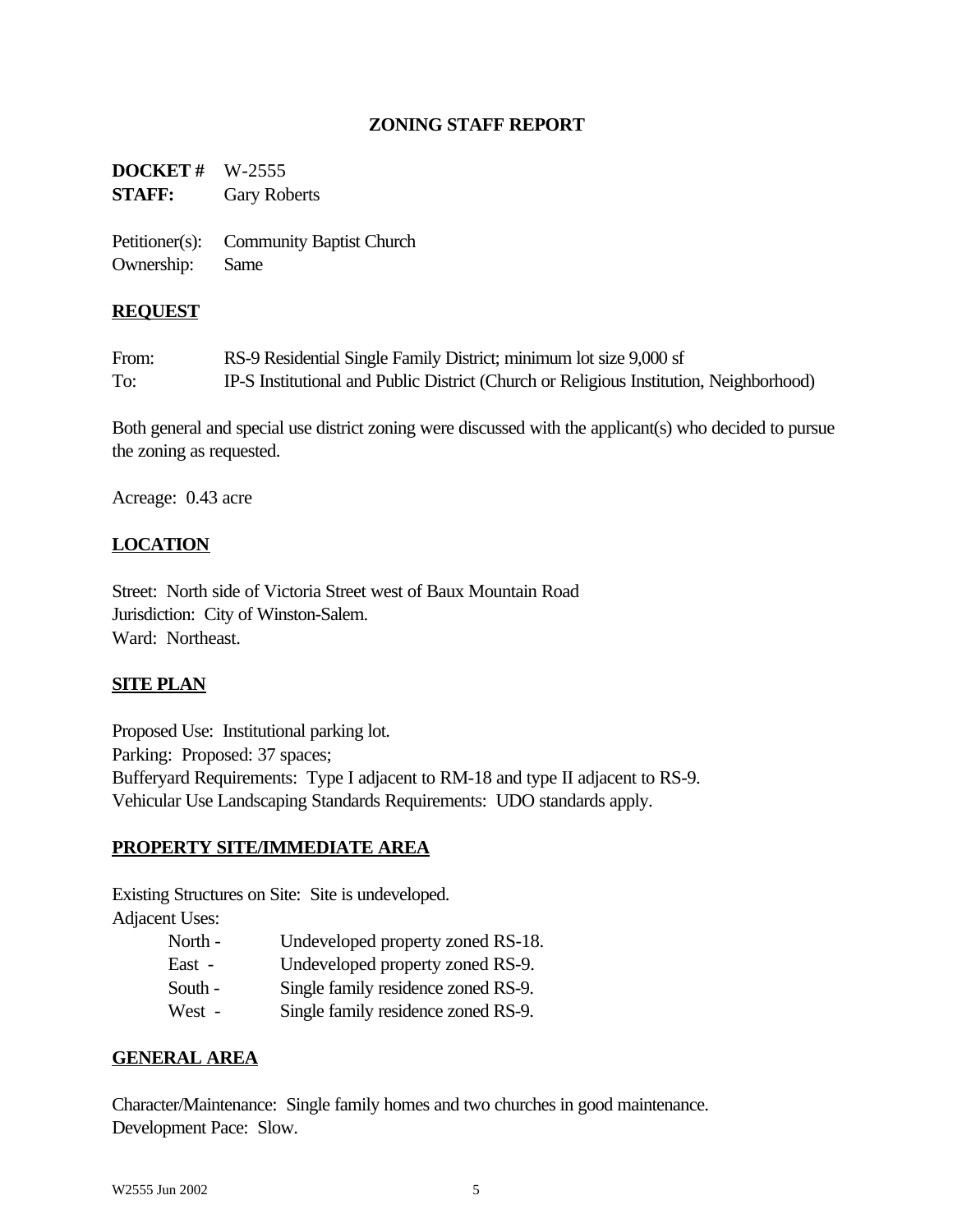## ZONING STAFF REPORT

**DOCKET #** W-2555
**STAFF:** Gary Roberts

Petitioner(s): Community Baptist Church
Ownership: Same

### REQUEST

From: RS-9 Residential Single Family District; minimum lot size 9,000 sf
To: IP-S Institutional and Public District (Church or Religious Institution, Neighborhood)

Both general and special use district zoning were discussed with the applicant(s) who decided to pursue the zoning as requested.

Acreage: 0.43 acre

### LOCATION

Street: North side of Victoria Street west of Baux Mountain Road
Jurisdiction: City of Winston-Salem.
Ward: Northeast.

### SITE PLAN

Proposed Use: Institutional parking lot.
Parking: Proposed: 37 spaces;
Bufferyard Requirements: Type I adjacent to RM-18 and type II adjacent to RS-9.
Vehicular Use Landscaping Standards Requirements: UDO standards apply.

### PROPERTY SITE/IMMEDIATE AREA

Existing Structures on Site: Site is undeveloped.
Adjacent Uses:

- North - Undeveloped property zoned RS-18.
- East - Undeveloped property zoned RS-9.
- South - Single family residence zoned RS-9.
- West - Single family residence zoned RS-9.

### GENERAL AREA

Character/Maintenance: Single family homes and two churches in good maintenance.
Development Pace: Slow.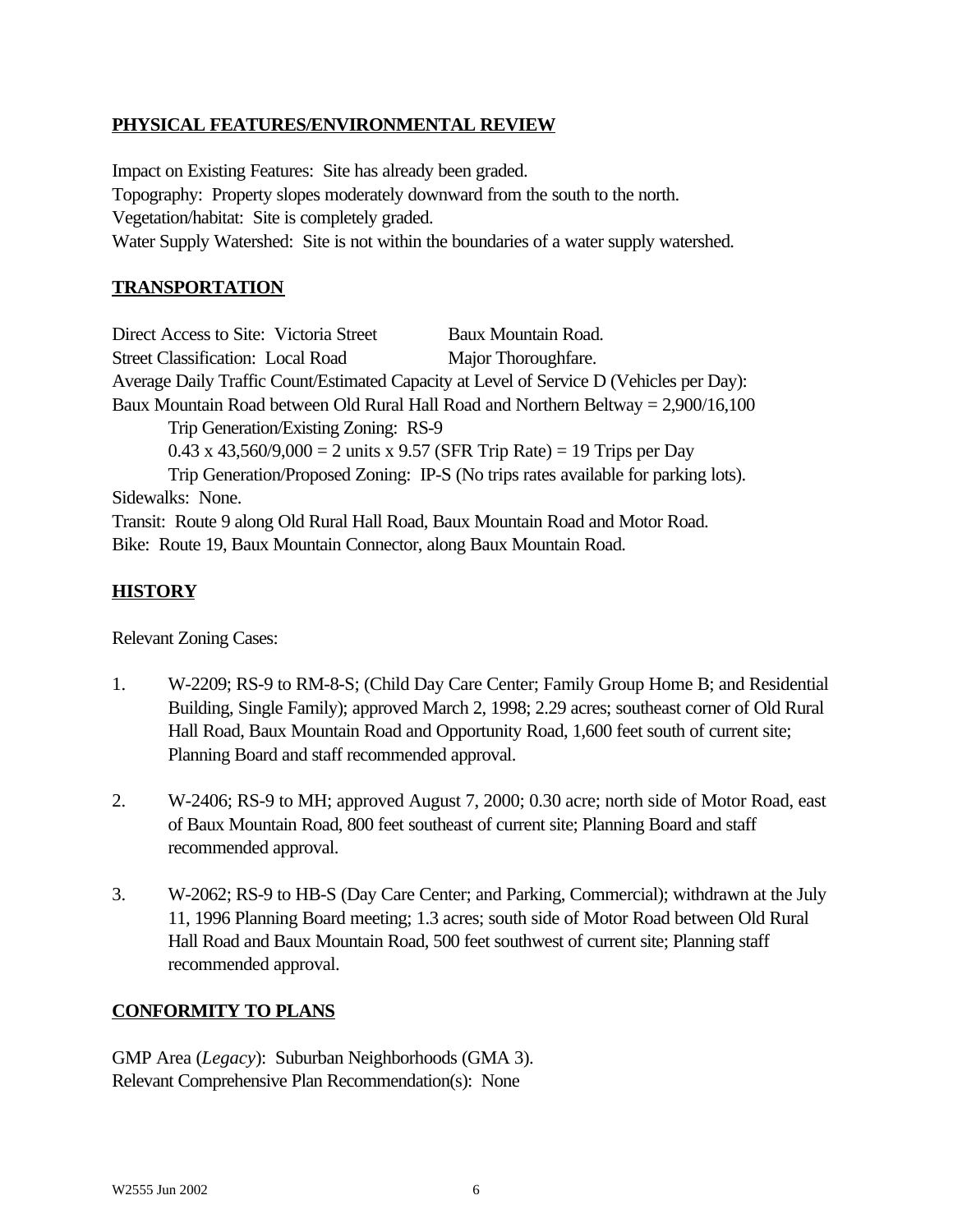## PHYSICAL FEATURES/ENVIRONMENTAL REVIEW

Impact on Existing Features: Site has already been graded.
Topography: Property slopes moderately downward from the south to the north.
Vegetation/habitat: Site is completely graded.
Water Supply Watershed: Site is not within the boundaries of a water supply watershed.

## TRANSPORTATION

Direct Access to Site: Victoria Street Baux Mountain Road.
Street Classification: Local Road Major Thoroughfare.
Average Daily Traffic Count/Estimated Capacity at Level of Service D (Vehicles per Day):
Baux Mountain Road between Old Rural Hall Road and Northern Beltway = 2,900/16,100

Trip Generation/Existing Zoning: RS-9

0.43 x 43,560/9,000 = 2 units x 9.57 (SFR Trip Rate) = 19 Trips per Day

Trip Generation/Proposed Zoning: IP-S (No trips rates available for parking lots).

Sidewalks: None.
Transit: Route 9 along Old Rural Hall Road, Baux Mountain Road and Motor Road.
Bike: Route 19, Baux Mountain Connector, along Baux Mountain Road.

## HISTORY

Relevant Zoning Cases:

1. W-2209; RS-9 to RM-8-S; (Child Day Care Center; Family Group Home B; and Residential Building, Single Family); approved March 2, 1998; 2.29 acres; southeast corner of Old Rural Hall Road, Baux Mountain Road and Opportunity Road, 1,600 feet south of current site; Planning Board and staff recommended approval.

2. W-2406; RS-9 to MH; approved August 7, 2000; 0.30 acre; north side of Motor Road, east of Baux Mountain Road, 800 feet southeast of current site; Planning Board and staff recommended approval.

3. W-2062; RS-9 to HB-S (Day Care Center; and Parking, Commercial); withdrawn at the July 11, 1996 Planning Board meeting; 1.3 acres; south side of Motor Road between Old Rural Hall Road and Baux Mountain Road, 500 feet southwest of current site; Planning staff recommended approval.

## CONFORMITY TO PLANS

GMP Area (*Legacy*): Suburban Neighborhoods (GMA 3).
Relevant Comprehensive Plan Recommendation(s): None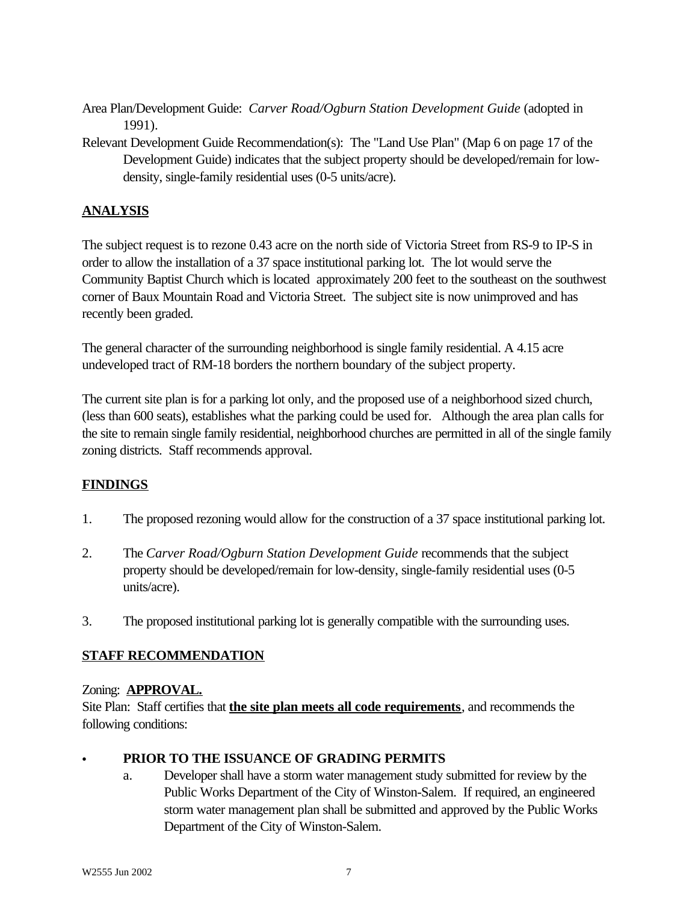Area Plan/Development Guide: *Carver Road/Ogburn Station Development Guide* (adopted in 1991).

Relevant Development Guide Recommendation(s): The "Land Use Plan" (Map 6 on page 17 of the Development Guide) indicates that the subject property should be developed/remain for low-density, single-family residential uses (0-5 units/acre).

## ANALYSIS

The subject request is to rezone 0.43 acre on the north side of Victoria Street from RS-9 to IP-S in order to allow the installation of a 37 space institutional parking lot. The lot would serve the Community Baptist Church which is located approximately 200 feet to the southeast on the southwest corner of Baux Mountain Road and Victoria Street. The subject site is now unimproved and has recently been graded.

The general character of the surrounding neighborhood is single family residential. A 4.15 acre undeveloped tract of RM-18 borders the northern boundary of the subject property.

The current site plan is for a parking lot only, and the proposed use of a neighborhood sized church, (less than 600 seats), establishes what the parking could be used for. Although the area plan calls for the site to remain single family residential, neighborhood churches are permitted in all of the single family zoning districts. Staff recommends approval.

## FINDINGS

1. The proposed rezoning would allow for the construction of a 37 space institutional parking lot.

2. The *Carver Road/Ogburn Station Development Guide* recommends that the subject property should be developed/remain for low-density, single-family residential uses (0-5 units/acre).

3. The proposed institutional parking lot is generally compatible with the surrounding uses.

## STAFF RECOMMENDATION

Zoning: **APPROVAL.**

Site Plan: Staff certifies that **the site plan meets all code requirements**, and recommends the following conditions:

- **PRIOR TO THE ISSUANCE OF GRADING PERMITS**
  a. Developer shall have a storm water management study submitted for review by the Public Works Department of the City of Winston-Salem. If required, an engineered storm water management plan shall be submitted and approved by the Public Works Department of the City of Winston-Salem.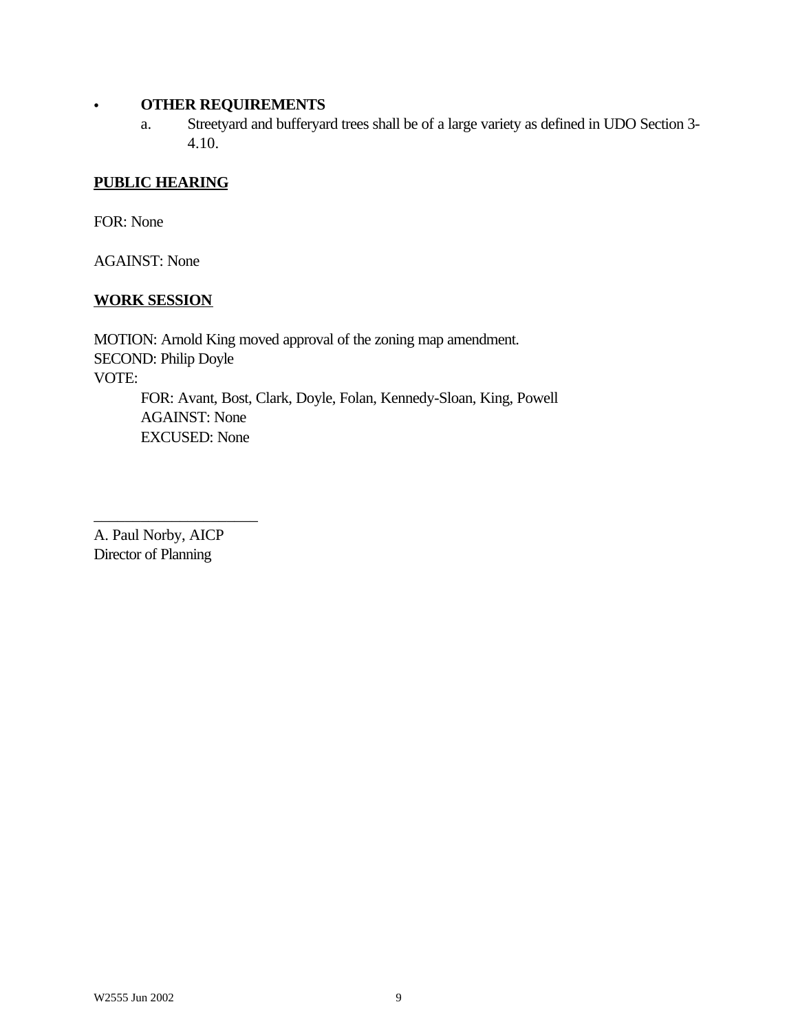- **OTHER REQUIREMENTS**
  a. Streetyard and bufferyard trees shall be of a large variety as defined in UDO Section 3-4.10.

**PUBLIC HEARING**

FOR: None

AGAINST: None

**WORK SESSION**

MOTION: Arnold King moved approval of the zoning map amendment.
SECOND: Philip Doyle
VOTE:

FOR: Avant, Bost, Clark, Doyle, Folan, Kennedy-Sloan, King, Powell
AGAINST: None
EXCUSED: None

_____________________

A. Paul Norby, AICP
Director of Planning

W2555 Jun 2002